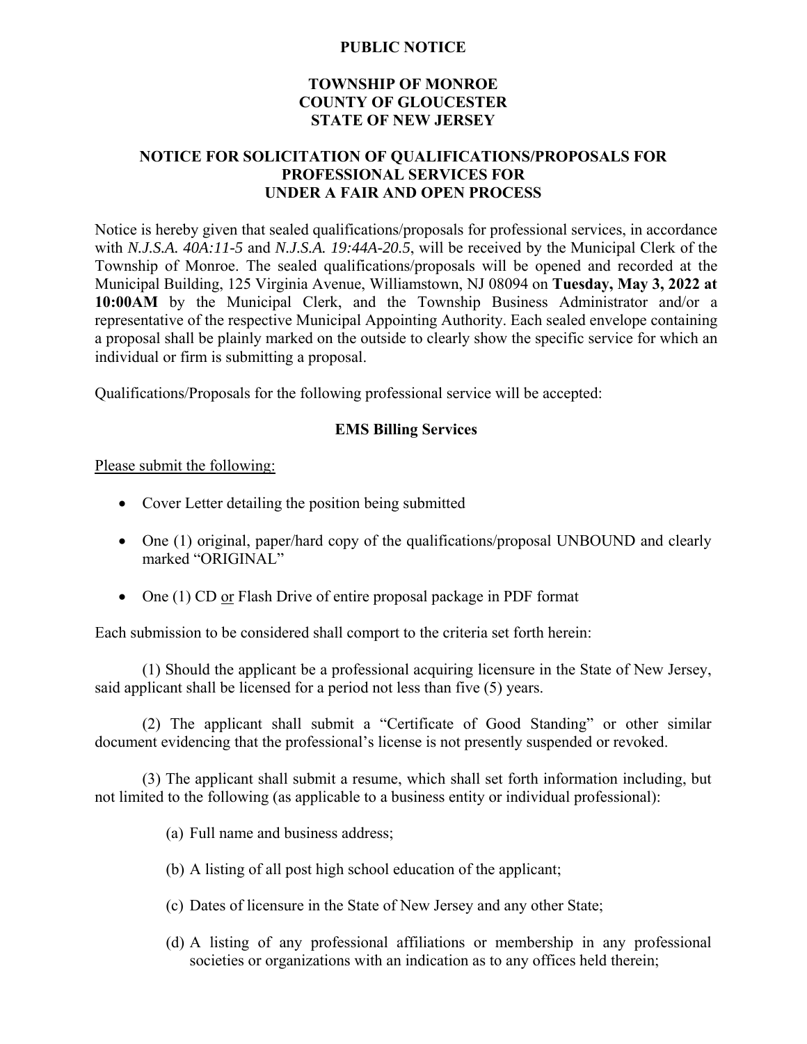# PUBLIC NOTICE

## TOWNSHIP OF MONROE
## COUNTY OF GLOUCESTER
## STATE OF NEW JERSEY

## NOTICE FOR SOLICITATION OF QUALIFICATIONS/PROPOSALS FOR PROFESSIONAL SERVICES FOR UNDER A FAIR AND OPEN PROCESS

Notice is hereby given that sealed qualifications/proposals for professional services, in accordance with *N.J.S.A. 40A:11-5* and *N.J.S.A. 19:44A-20.5*, will be received by the Municipal Clerk of the Township of Monroe. The sealed qualifications/proposals will be opened and recorded at the Municipal Building, 125 Virginia Avenue, Williamstown, NJ 08094 on **Tuesday, May 3, 2022 at 10:00AM** by the Municipal Clerk, and the Township Business Administrator and/or a representative of the respective Municipal Appointing Authority. Each sealed envelope containing a proposal shall be plainly marked on the outside to clearly show the specific service for which an individual or firm is submitting a proposal.

Qualifications/Proposals for the following professional service will be accepted:

**EMS Billing Services**

Please submit the following:

- Cover Letter detailing the position being submitted
- One (1) original, paper/hard copy of the qualifications/proposal UNBOUND and clearly marked "ORIGINAL"
- One (1) CD or Flash Drive of entire proposal package in PDF format

Each submission to be considered shall comport to the criteria set forth herein:

(1) Should the applicant be a professional acquiring licensure in the State of New Jersey, said applicant shall be licensed for a period not less than five (5) years.

(2) The applicant shall submit a "Certificate of Good Standing" or other similar document evidencing that the professional's license is not presently suspended or revoked.

(3) The applicant shall submit a resume, which shall set forth information including, but not limited to the following (as applicable to a business entity or individual professional):

(a) Full name and business address;

(b) A listing of all post high school education of the applicant;

(c) Dates of licensure in the State of New Jersey and any other State;

(d) A listing of any professional affiliations or membership in any professional societies or organizations with an indication as to any offices held therein;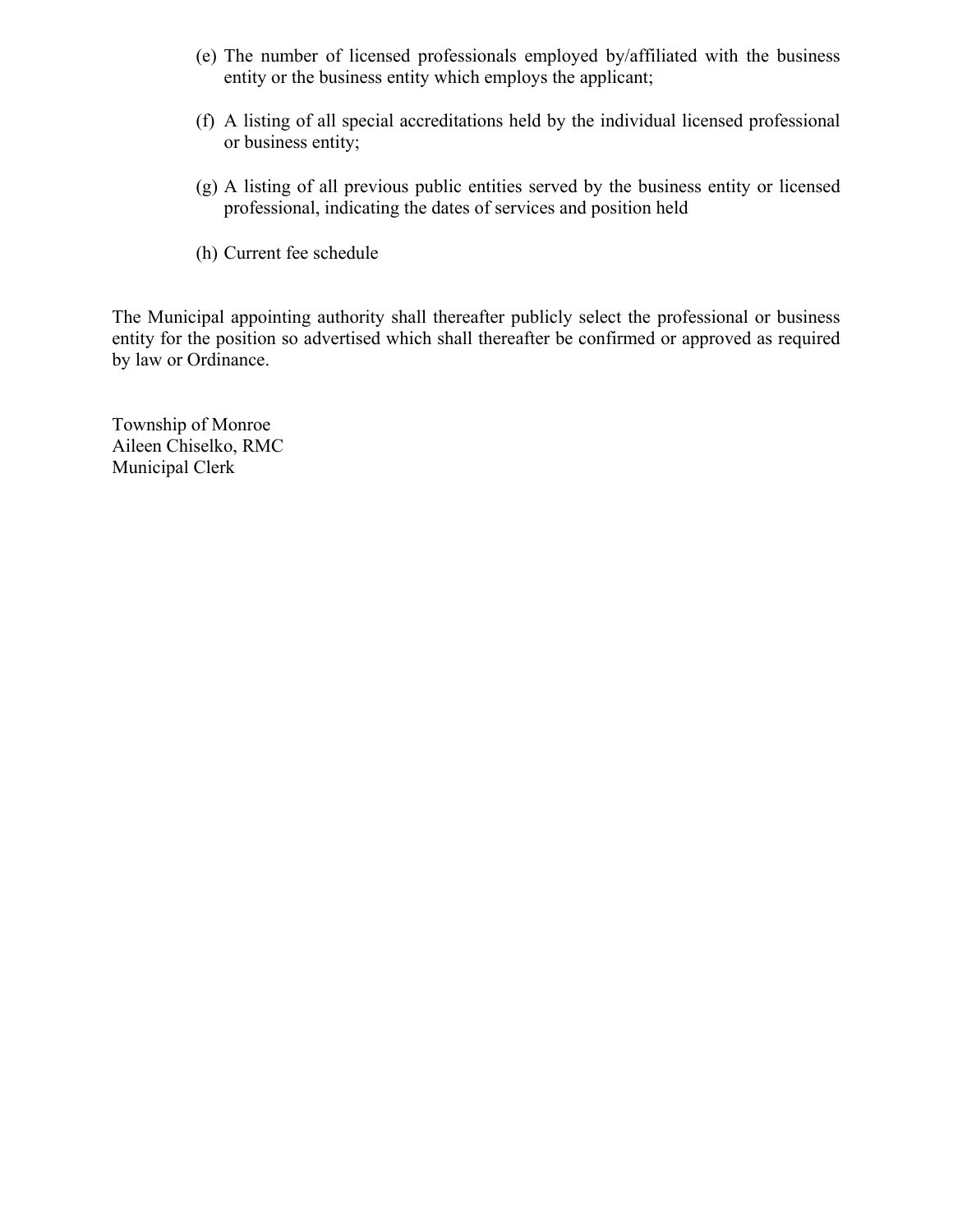(e) The number of licensed professionals employed by/affiliated with the business entity or the business entity which employs the applicant;

(f) A listing of all special accreditations held by the individual licensed professional or business entity;

(g) A listing of all previous public entities served by the business entity or licensed professional, indicating the dates of services and position held

(h) Current fee schedule

The Municipal appointing authority shall thereafter publicly select the professional or business entity for the position so advertised which shall thereafter be confirmed or approved as required by law or Ordinance.

Township of Monroe  
Aileen Chiselko, RMC  
Municipal Clerk